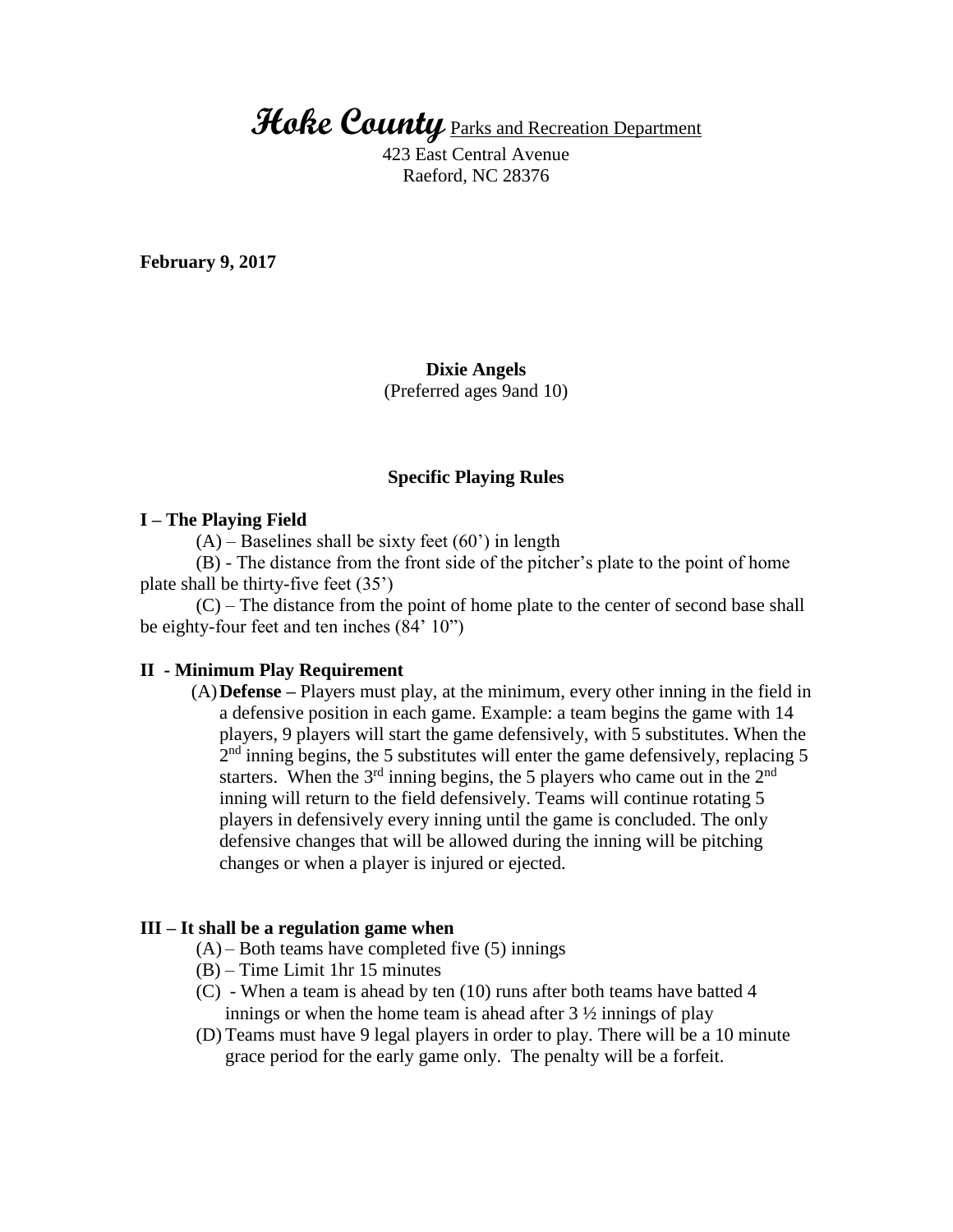# **Hoke County** Parks and Recreation Department

423 East Central Avenue
Raeford, NC 28376

**February 9, 2017**

**Dixie Angels**
(Preferred ages 9and 10)

## **Specific Playing Rules**

### **I – The Playing Field**

(A) – Baselines shall be sixty feet (60') in length

(B) - The distance from the front side of the pitcher's plate to the point of home plate shall be thirty-five feet (35')

(C) – The distance from the point of home plate to the center of second base shall be eighty-four feet and ten inches (84' 10")

### **II - Minimum Play Requirement**

(A) **Defense –** Players must play, at the minimum, every other inning in the field in a defensive position in each game. Example: a team begins the game with 14 players, 9 players will start the game defensively, with 5 substitutes. When the 2nd inning begins, the 5 substitutes will enter the game defensively, replacing 5 starters. When the 3rd inning begins, the 5 players who came out in the 2nd inning will return to the field defensively. Teams will continue rotating 5 players in defensively every inning until the game is concluded. The only defensive changes that will be allowed during the inning will be pitching changes or when a player is injured or ejected.

### **III – It shall be a regulation game when**

(A) – Both teams have completed five (5) innings

(B) – Time Limit 1hr 15 minutes

(C) - When a team is ahead by ten (10) runs after both teams have batted 4 innings or when the home team is ahead after 3 ½ innings of play

(D) Teams must have 9 legal players in order to play. There will be a 10 minute grace period for the early game only. The penalty will be a forfeit.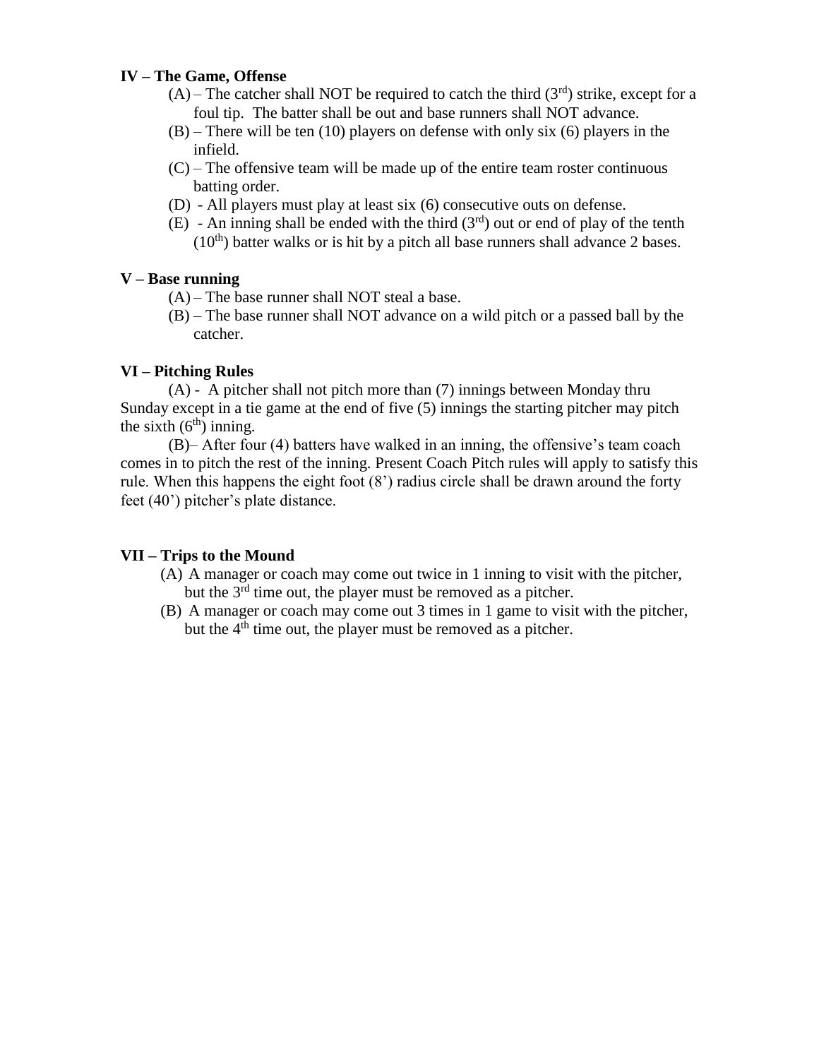**IV – The Game, Offense**

(A) – The catcher shall NOT be required to catch the third (3rd) strike, except for a foul tip. The batter shall be out and base runners shall NOT advance.

(B) – There will be ten (10) players on defense with only six (6) players in the infield.

(C) – The offensive team will be made up of the entire team roster continuous batting order.

(D) - All players must play at least six (6) consecutive outs on defense.

(E) - An inning shall be ended with the third (3rd) out or end of play of the tenth (10th) batter walks or is hit by a pitch all base runners shall advance 2 bases.

**V – Base running**

(A) – The base runner shall NOT steal a base.

(B) – The base runner shall NOT advance on a wild pitch or a passed ball by the catcher.

**VI – Pitching Rules**

(A) - A pitcher shall not pitch more than (7) innings between Monday thru Sunday except in a tie game at the end of five (5) innings the starting pitcher may pitch the sixth (6th) inning.

(B)– After four (4) batters have walked in an inning, the offensive's team coach comes in to pitch the rest of the inning. Present Coach Pitch rules will apply to satisfy this rule. When this happens the eight foot (8') radius circle shall be drawn around the forty feet (40') pitcher's plate distance.

**VII – Trips to the Mound**

(A) A manager or coach may come out twice in 1 inning to visit with the pitcher, but the 3rd time out, the player must be removed as a pitcher.

(B) A manager or coach may come out 3 times in 1 game to visit with the pitcher, but the 4th time out, the player must be removed as a pitcher.